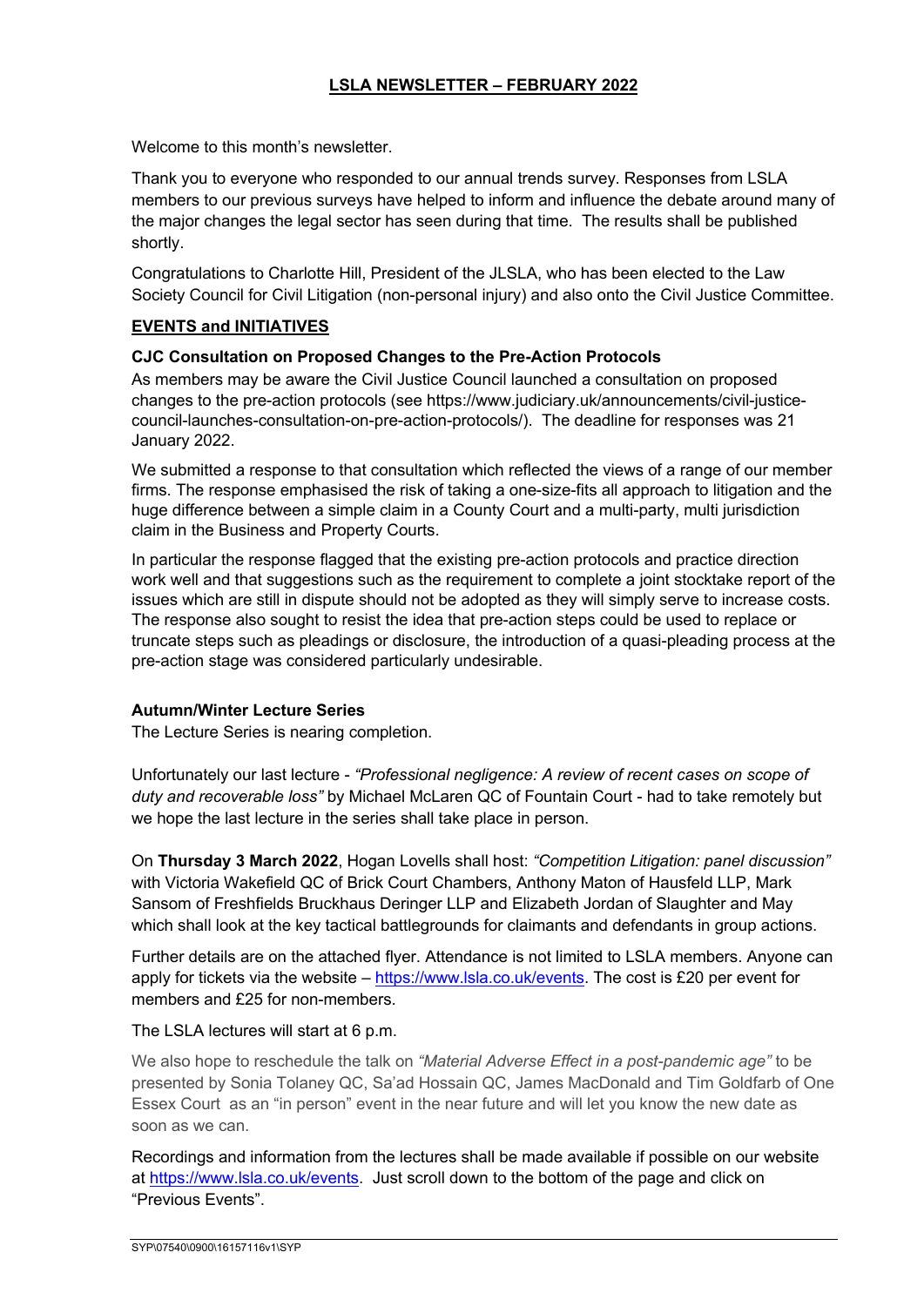# LSLA NEWSLETTER – FEBRUARY 2022

Welcome to this month's newsletter.

Thank you to everyone who responded to our annual trends survey. Responses from LSLA members to our previous surveys have helped to inform and influence the debate around many of the major changes the legal sector has seen during that time. The results shall be published shortly.

Congratulations to Charlotte Hill, President of the JLSLA, who has been elected to the Law Society Council for Civil Litigation (non-personal injury) and also onto the Civil Justice Committee.

## EVENTS and INITIATIVES

### CJC Consultation on Proposed Changes to the Pre-Action Protocols

As members may be aware the Civil Justice Council launched a consultation on proposed changes to the pre-action protocols (see https://www.judiciary.uk/announcements/civil-justice-council-launches-consultation-on-pre-action-protocols/). The deadline for responses was 21 January 2022.

We submitted a response to that consultation which reflected the views of a range of our member firms. The response emphasised the risk of taking a one-size-fits all approach to litigation and the huge difference between a simple claim in a County Court and a multi-party, multi jurisdiction claim in the Business and Property Courts.

In particular the response flagged that the existing pre-action protocols and practice direction work well and that suggestions such as the requirement to complete a joint stocktake report of the issues which are still in dispute should not be adopted as they will simply serve to increase costs. The response also sought to resist the idea that pre-action steps could be used to replace or truncate steps such as pleadings or disclosure, the introduction of a quasi-pleading process at the pre-action stage was considered particularly undesirable.

### Autumn/Winter Lecture Series

The Lecture Series is nearing completion.

Unfortunately our last lecture - *"Professional negligence: A review of recent cases on scope of duty and recoverable loss"* by Michael McLaren QC of Fountain Court - had to take remotely but we hope the last lecture in the series shall take place in person.

On **Thursday 3 March 2022**, Hogan Lovells shall host: *"Competition Litigation: panel discussion"* with Victoria Wakefield QC of Brick Court Chambers, Anthony Maton of Hausfeld LLP, Mark Sansom of Freshfields Bruckhaus Deringer LLP and Elizabeth Jordan of Slaughter and May which shall look at the key tactical battlegrounds for claimants and defendants in group actions.

Further details are on the attached flyer. Attendance is not limited to LSLA members. Anyone can apply for tickets via the website – https://www.lsla.co.uk/events. The cost is £20 per event for members and £25 for non-members.

The LSLA lectures will start at 6 p.m.

We also hope to reschedule the talk on *"Material Adverse Effect in a post-pandemic age"* to be presented by Sonia Tolaney QC, Sa'ad Hossain QC, James MacDonald and Tim Goldfarb of One Essex Court as an "in person" event in the near future and will let you know the new date as soon as we can.

Recordings and information from the lectures shall be made available if possible on our website at https://www.lsla.co.uk/events. Just scroll down to the bottom of the page and click on "Previous Events".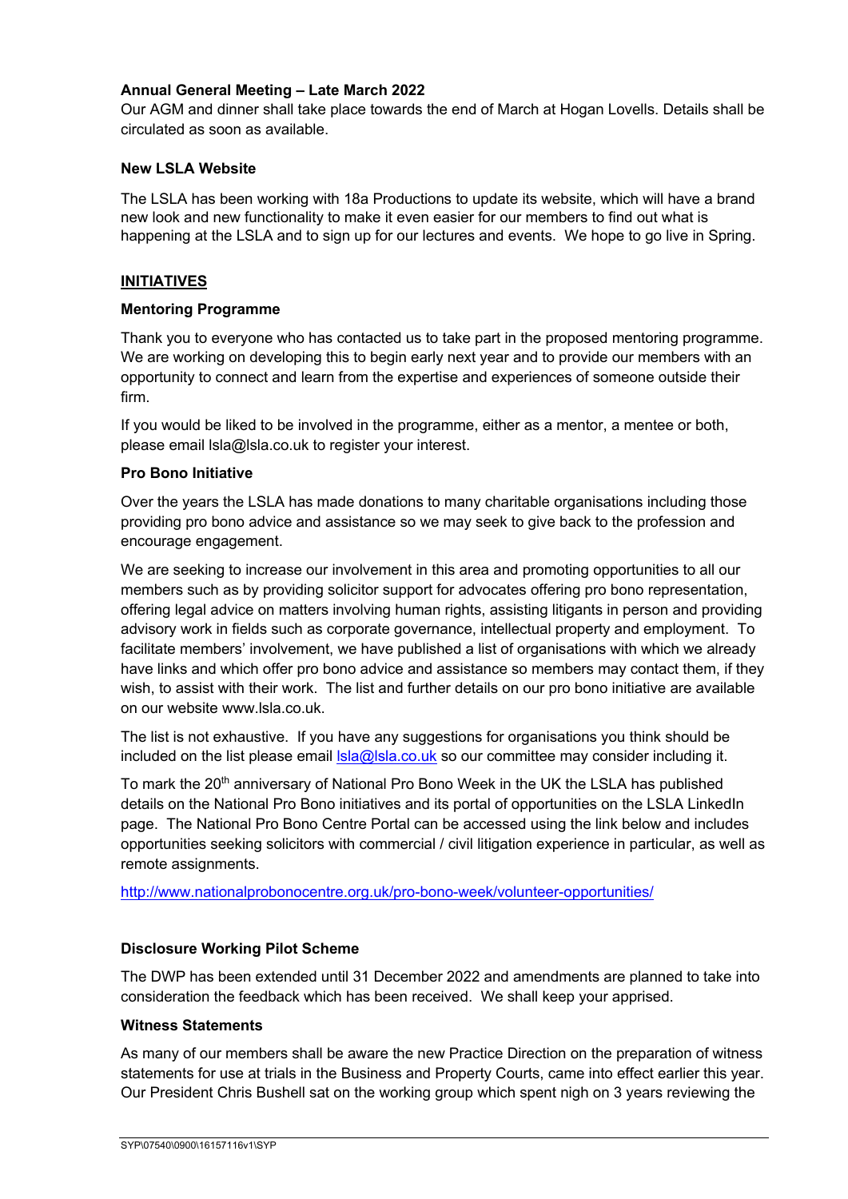**Annual General Meeting – Late March 2022**

Our AGM and dinner shall take place towards the end of March at Hogan Lovells. Details shall be circulated as soon as available.

**New LSLA Website**

The LSLA has been working with 18a Productions to update its website, which will have a brand new look and new functionality to make it even easier for our members to find out what is happening at the LSLA and to sign up for our lectures and events. We hope to go live in Spring.

## INITIATIVES

**Mentoring Programme**

Thank you to everyone who has contacted us to take part in the proposed mentoring programme. We are working on developing this to begin early next year and to provide our members with an opportunity to connect and learn from the expertise and experiences of someone outside their firm.

If you would be liked to be involved in the programme, either as a mentor, a mentee or both, please email lsla@lsla.co.uk to register your interest.

**Pro Bono Initiative**

Over the years the LSLA has made donations to many charitable organisations including those providing pro bono advice and assistance so we may seek to give back to the profession and encourage engagement.

We are seeking to increase our involvement in this area and promoting opportunities to all our members such as by providing solicitor support for advocates offering pro bono representation, offering legal advice on matters involving human rights, assisting litigants in person and providing advisory work in fields such as corporate governance, intellectual property and employment. To facilitate members' involvement, we have published a list of organisations with which we already have links and which offer pro bono advice and assistance so members may contact them, if they wish, to assist with their work. The list and further details on our pro bono initiative are available on our website www.lsla.co.uk.

The list is not exhaustive. If you have any suggestions for organisations you think should be included on the list please email lsla@lsla.co.uk so our committee may consider including it.

To mark the 20th anniversary of National Pro Bono Week in the UK the LSLA has published details on the National Pro Bono initiatives and its portal of opportunities on the LSLA LinkedIn page. The National Pro Bono Centre Portal can be accessed using the link below and includes opportunities seeking solicitors with commercial / civil litigation experience in particular, as well as remote assignments.

http://www.nationalprobonocentre.org.uk/pro-bono-week/volunteer-opportunities/

**Disclosure Working Pilot Scheme**

The DWP has been extended until 31 December 2022 and amendments are planned to take into consideration the feedback which has been received. We shall keep your apprised.

**Witness Statements**

As many of our members shall be aware the new Practice Direction on the preparation of witness statements for use at trials in the Business and Property Courts, came into effect earlier this year. Our President Chris Bushell sat on the working group which spent nigh on 3 years reviewing the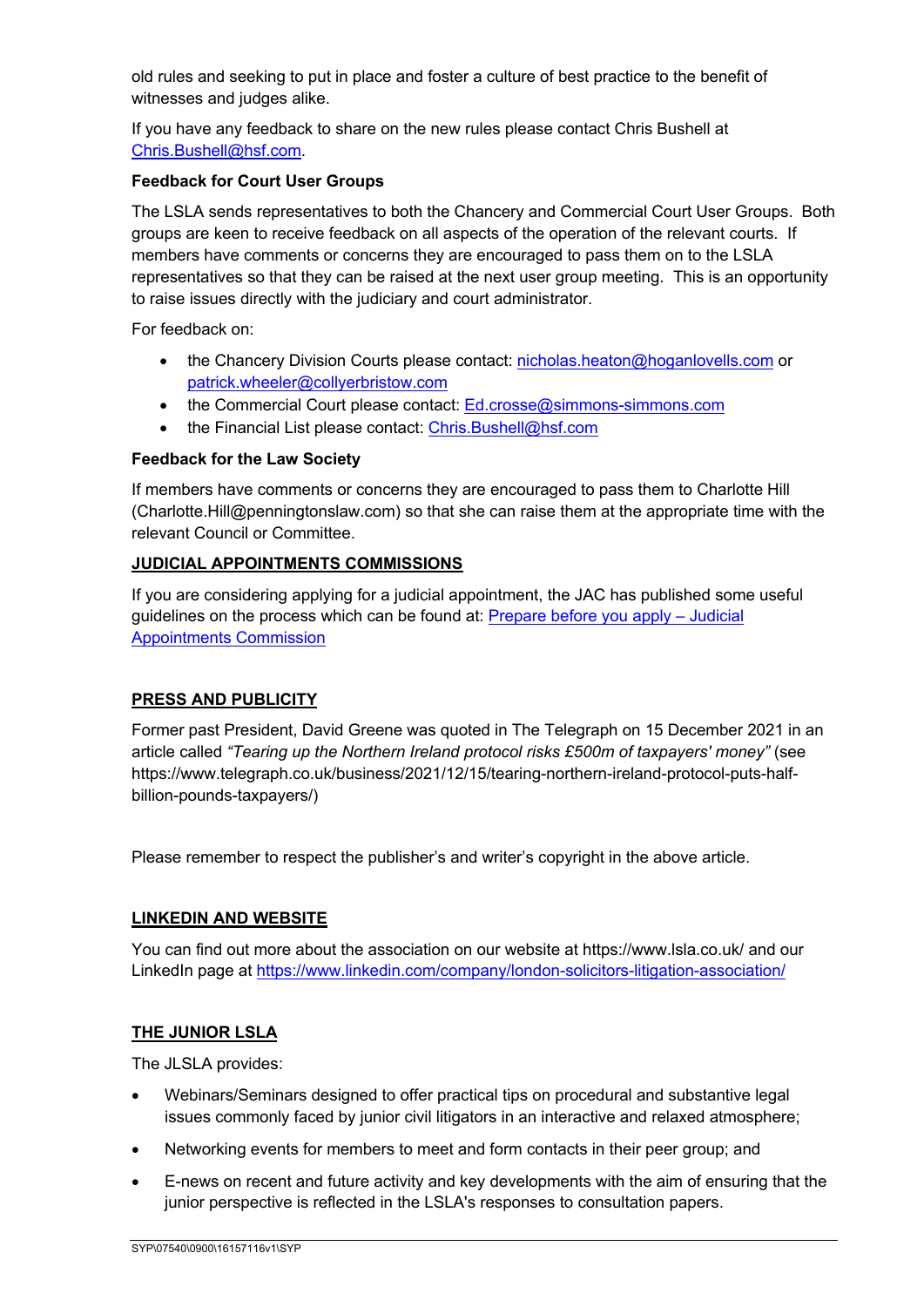old rules and seeking to put in place and foster a culture of best practice to the benefit of witnesses and judges alike.

If you have any feedback to share on the new rules please contact Chris Bushell at [Chris.Bushell@hsf.com](mailto:Chris.Bushell@hsf.com).

**Feedback for Court User Groups**

The LSLA sends representatives to both the Chancery and Commercial Court User Groups. Both groups are keen to receive feedback on all aspects of the operation of the relevant courts. If members have comments or concerns they are encouraged to pass them on to the LSLA representatives so that they can be raised at the next user group meeting. This is an opportunity to raise issues directly with the judiciary and court administrator.

For feedback on:

- the Chancery Division Courts please contact: [nicholas.heaton@hoganlovells.com](mailto:nicholas.heaton@hoganlovells.com) or [patrick.wheeler@collyerbristow.com](mailto:patrick.wheeler@collyerbristow.com)
- the Commercial Court please contact: [Ed.crosse@simmons-simmons.com](mailto:Ed.crosse@simmons-simmons.com)
- the Financial List please contact: [Chris.Bushell@hsf.com](mailto:Chris.Bushell@hsf.com)

**Feedback for the Law Society**

If members have comments or concerns they are encouraged to pass them to Charlotte Hill (Charlotte.Hill@penningtonslaw.com) so that she can raise them at the appropriate time with the relevant Council or Committee.

## JUDICIAL APPOINTMENTS COMMISSIONS

If you are considering applying for a judicial appointment, the JAC has published some useful guidelines on the process which can be found at: Prepare before you apply – Judicial Appointments Commission

## PRESS AND PUBLICITY

Former past President, David Greene was quoted in The Telegraph on 15 December 2021 in an article called *"Tearing up the Northern Ireland protocol risks £500m of taxpayers' money"* (see https://www.telegraph.co.uk/business/2021/12/15/tearing-northern-ireland-protocol-puts-half-billion-pounds-taxpayers/)

Please remember to respect the publisher's and writer's copyright in the above article.

## LINKEDIN AND WEBSITE

You can find out more about the association on our website at https://www.lsla.co.uk/ and our LinkedIn page at https://www.linkedin.com/company/london-solicitors-litigation-association/

## THE JUNIOR LSLA

The JLSLA provides:

- Webinars/Seminars designed to offer practical tips on procedural and substantive legal issues commonly faced by junior civil litigators in an interactive and relaxed atmosphere;
- Networking events for members to meet and form contacts in their peer group; and
- E-news on recent and future activity and key developments with the aim of ensuring that the junior perspective is reflected in the LSLA's responses to consultation papers.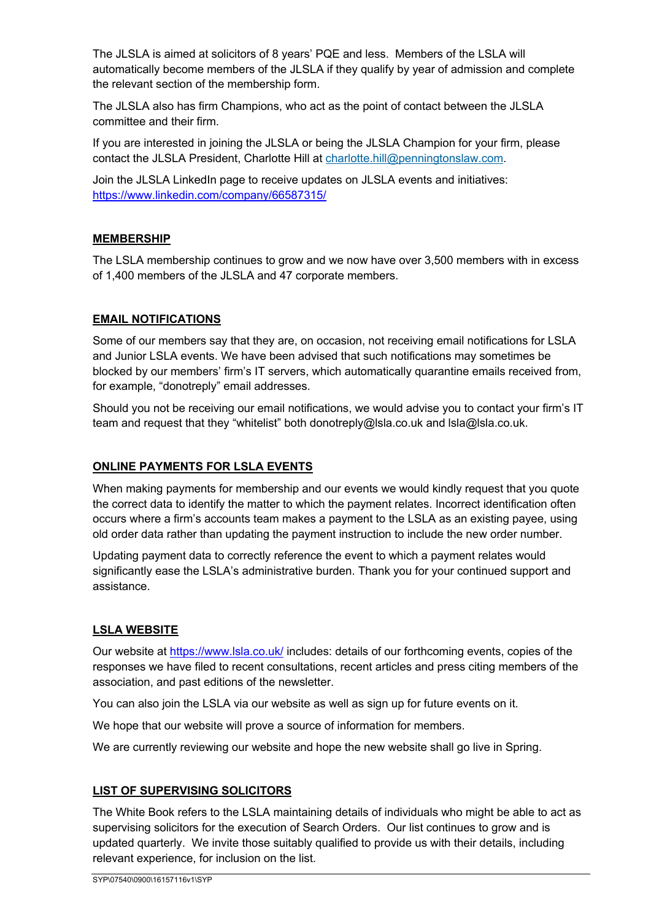The JLSLA is aimed at solicitors of 8 years' PQE and less. Members of the LSLA will automatically become members of the JLSLA if they qualify by year of admission and complete the relevant section of the membership form.

The JLSLA also has firm Champions, who act as the point of contact between the JLSLA committee and their firm.

If you are interested in joining the JLSLA or being the JLSLA Champion for your firm, please contact the JLSLA President, Charlotte Hill at charlotte.hill@penningtonslaw.com.

Join the JLSLA LinkedIn page to receive updates on JLSLA events and initiatives: https://www.linkedin.com/company/66587315/

## MEMBERSHIP

The LSLA membership continues to grow and we now have over 3,500 members with in excess of 1,400 members of the JLSLA and 47 corporate members.

## EMAIL NOTIFICATIONS

Some of our members say that they are, on occasion, not receiving email notifications for LSLA and Junior LSLA events. We have been advised that such notifications may sometimes be blocked by our members' firm's IT servers, which automatically quarantine emails received from, for example, "donotreply" email addresses.

Should you not be receiving our email notifications, we would advise you to contact your firm's IT team and request that they "whitelist" both donotreply@lsla.co.uk and lsla@lsla.co.uk.

## ONLINE PAYMENTS FOR LSLA EVENTS

When making payments for membership and our events we would kindly request that you quote the correct data to identify the matter to which the payment relates. Incorrect identification often occurs where a firm's accounts team makes a payment to the LSLA as an existing payee, using old order data rather than updating the payment instruction to include the new order number.

Updating payment data to correctly reference the event to which a payment relates would significantly ease the LSLA's administrative burden. Thank you for your continued support and assistance.

## LSLA WEBSITE

Our website at https://www.lsla.co.uk/ includes: details of our forthcoming events, copies of the responses we have filed to recent consultations, recent articles and press citing members of the association, and past editions of the newsletter.

You can also join the LSLA via our website as well as sign up for future events on it.

We hope that our website will prove a source of information for members.

We are currently reviewing our website and hope the new website shall go live in Spring.

## LIST OF SUPERVISING SOLICITORS

The White Book refers to the LSLA maintaining details of individuals who might be able to act as supervising solicitors for the execution of Search Orders. Our list continues to grow and is updated quarterly. We invite those suitably qualified to provide us with their details, including relevant experience, for inclusion on the list.

SYP\07540\0900\16157116v1\SYP